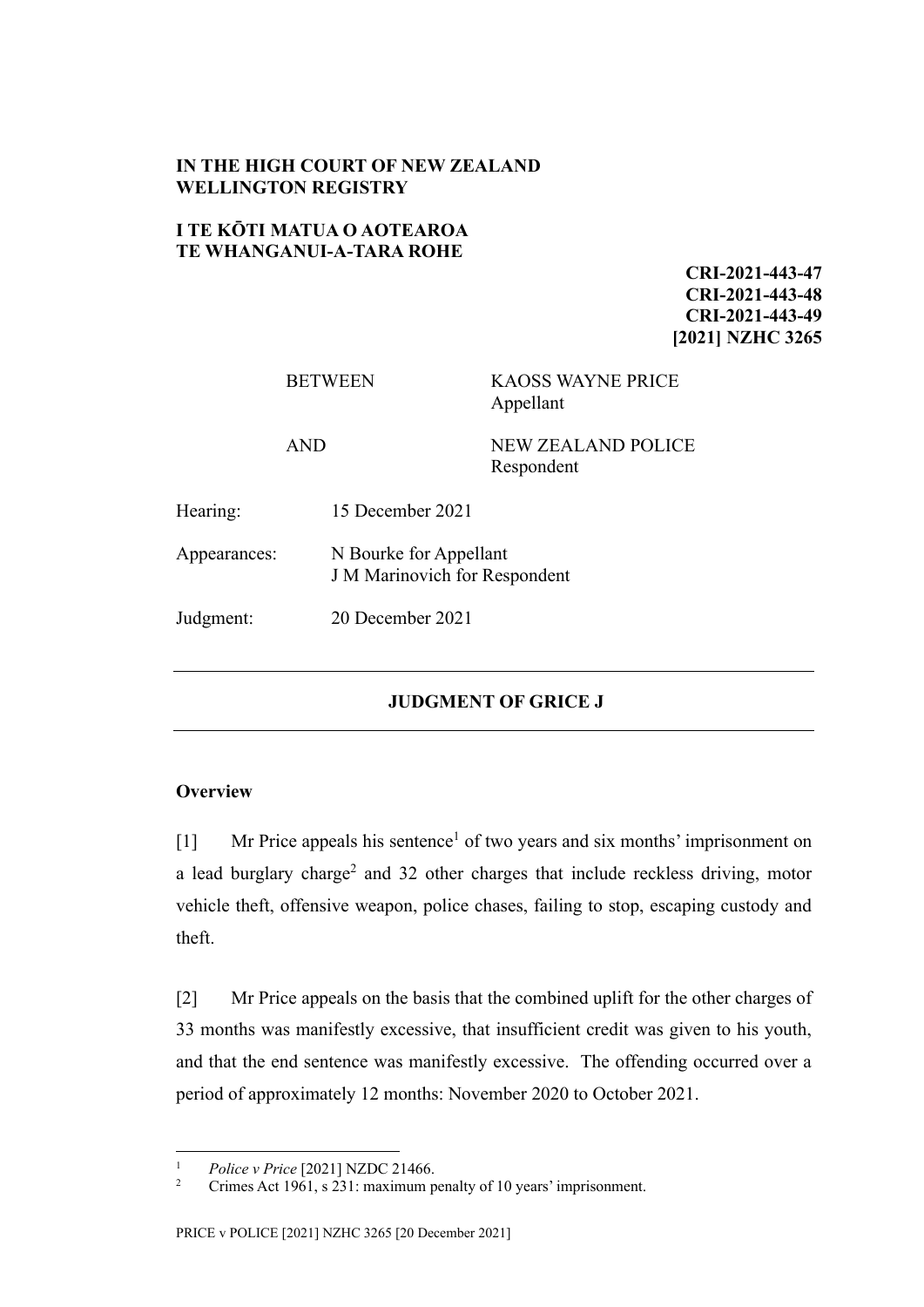**IN THE HIGH COURT OF NEW ZEALAND**
**WELLINGTON REGISTRY**

**I TE KŌTI MATUA O AOTEAROA**
**TE WHANGANUI-A-TARA ROHE**

**CRI-2021-443-47**
**CRI-2021-443-48**
**CRI-2021-443-49**
**[2021] NZHC 3265**

| | |
|---|---|
| BETWEEN | KAOSS WAYNE PRICE<br>Appellant |
| AND | NEW ZEALAND POLICE<br>Respondent |

| | |
|---|---|
| Hearing: | 15 December 2021 |
| Appearances: | N Bourke for Appellant<br>J M Marinovich for Respondent |
| Judgment: | 20 December 2021 |

---

## JUDGMENT OF GRICE J

---

### Overview

[1] Mr Price appeals his sentence[1] of two years and six months' imprisonment on a lead burglary charge[2] and 32 other charges that include reckless driving, motor vehicle theft, offensive weapon, police chases, failing to stop, escaping custody and theft.

[2] Mr Price appeals on the basis that the combined uplift for the other charges of 33 months was manifestly excessive, that insufficient credit was given to his youth, and that the end sentence was manifestly excessive. The offending occurred over a period of approximately 12 months: November 2020 to October 2021.

---

[1] *Police v Price* [2021] NZDC 21466.
[2] Crimes Act 1961, s 231: maximum penalty of 10 years' imprisonment.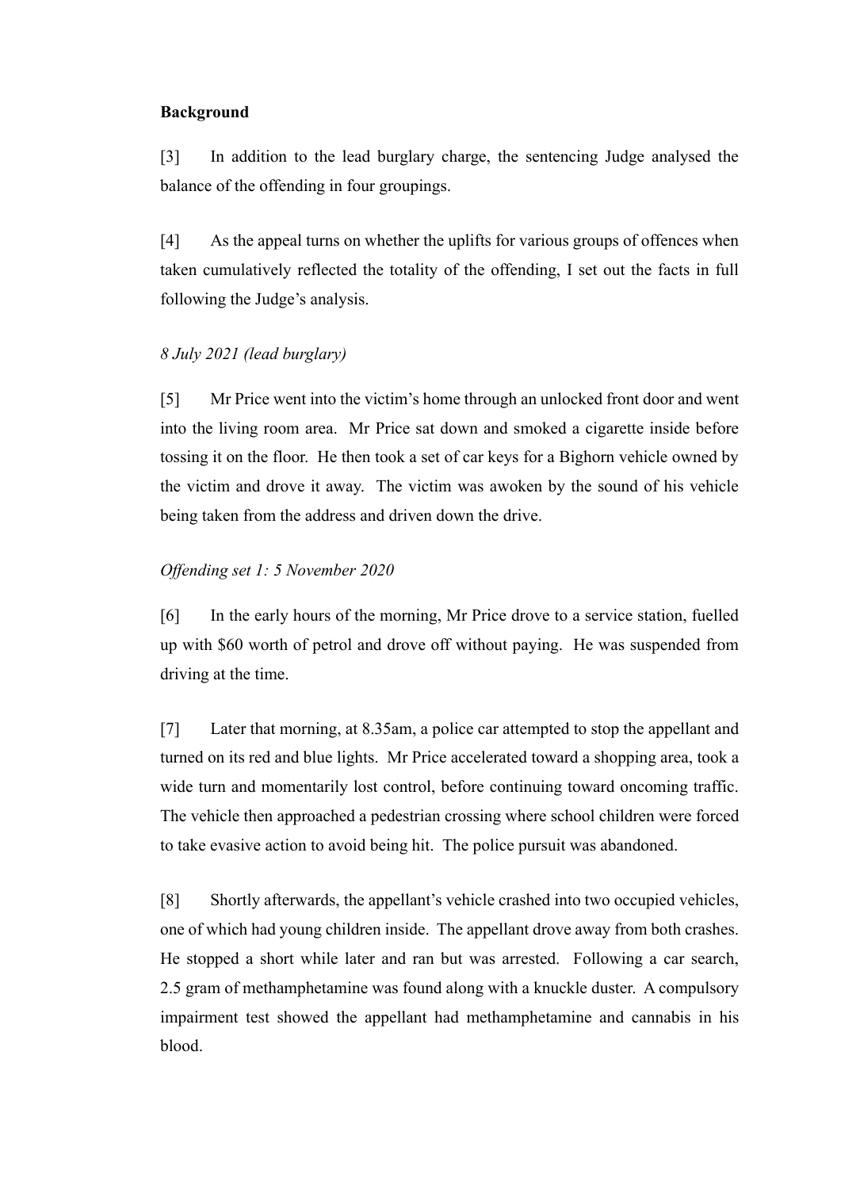**Background**

[3] In addition to the lead burglary charge, the sentencing Judge analysed the balance of the offending in four groupings.

[4] As the appeal turns on whether the uplifts for various groups of offences when taken cumulatively reflected the totality of the offending, I set out the facts in full following the Judge's analysis.

*8 July 2021 (lead burglary)*

[5] Mr Price went into the victim's home through an unlocked front door and went into the living room area. Mr Price sat down and smoked a cigarette inside before tossing it on the floor. He then took a set of car keys for a Bighorn vehicle owned by the victim and drove it away. The victim was awoken by the sound of his vehicle being taken from the address and driven down the drive.

*Offending set 1: 5 November 2020*

[6] In the early hours of the morning, Mr Price drove to a service station, fuelled up with $60 worth of petrol and drove off without paying. He was suspended from driving at the time.

[7] Later that morning, at 8.35am, a police car attempted to stop the appellant and turned on its red and blue lights. Mr Price accelerated toward a shopping area, took a wide turn and momentarily lost control, before continuing toward oncoming traffic. The vehicle then approached a pedestrian crossing where school children were forced to take evasive action to avoid being hit. The police pursuit was abandoned.

[8] Shortly afterwards, the appellant's vehicle crashed into two occupied vehicles, one of which had young children inside. The appellant drove away from both crashes. He stopped a short while later and ran but was arrested. Following a car search, 2.5 gram of methamphetamine was found along with a knuckle duster. A compulsory impairment test showed the appellant had methamphetamine and cannabis in his blood.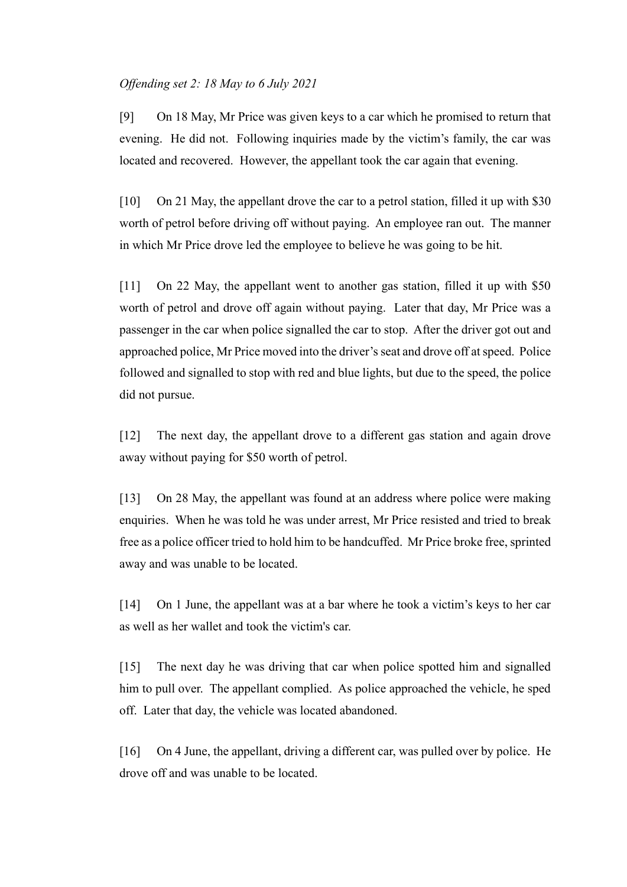*Offending set 2: 18 May to 6 July 2021*

[9] On 18 May, Mr Price was given keys to a car which he promised to return that evening. He did not. Following inquiries made by the victim's family, the car was located and recovered. However, the appellant took the car again that evening.

[10] On 21 May, the appellant drove the car to a petrol station, filled it up with $30 worth of petrol before driving off without paying. An employee ran out. The manner in which Mr Price drove led the employee to believe he was going to be hit.

[11] On 22 May, the appellant went to another gas station, filled it up with $50 worth of petrol and drove off again without paying. Later that day, Mr Price was a passenger in the car when police signalled the car to stop. After the driver got out and approached police, Mr Price moved into the driver's seat and drove off at speed. Police followed and signalled to stop with red and blue lights, but due to the speed, the police did not pursue.

[12] The next day, the appellant drove to a different gas station and again drove away without paying for $50 worth of petrol.

[13] On 28 May, the appellant was found at an address where police were making enquiries. When he was told he was under arrest, Mr Price resisted and tried to break free as a police officer tried to hold him to be handcuffed. Mr Price broke free, sprinted away and was unable to be located.

[14] On 1 June, the appellant was at a bar where he took a victim's keys to her car as well as her wallet and took the victim's car.

[15] The next day he was driving that car when police spotted him and signalled him to pull over. The appellant complied. As police approached the vehicle, he sped off. Later that day, the vehicle was located abandoned.

[16] On 4 June, the appellant, driving a different car, was pulled over by police. He drove off and was unable to be located.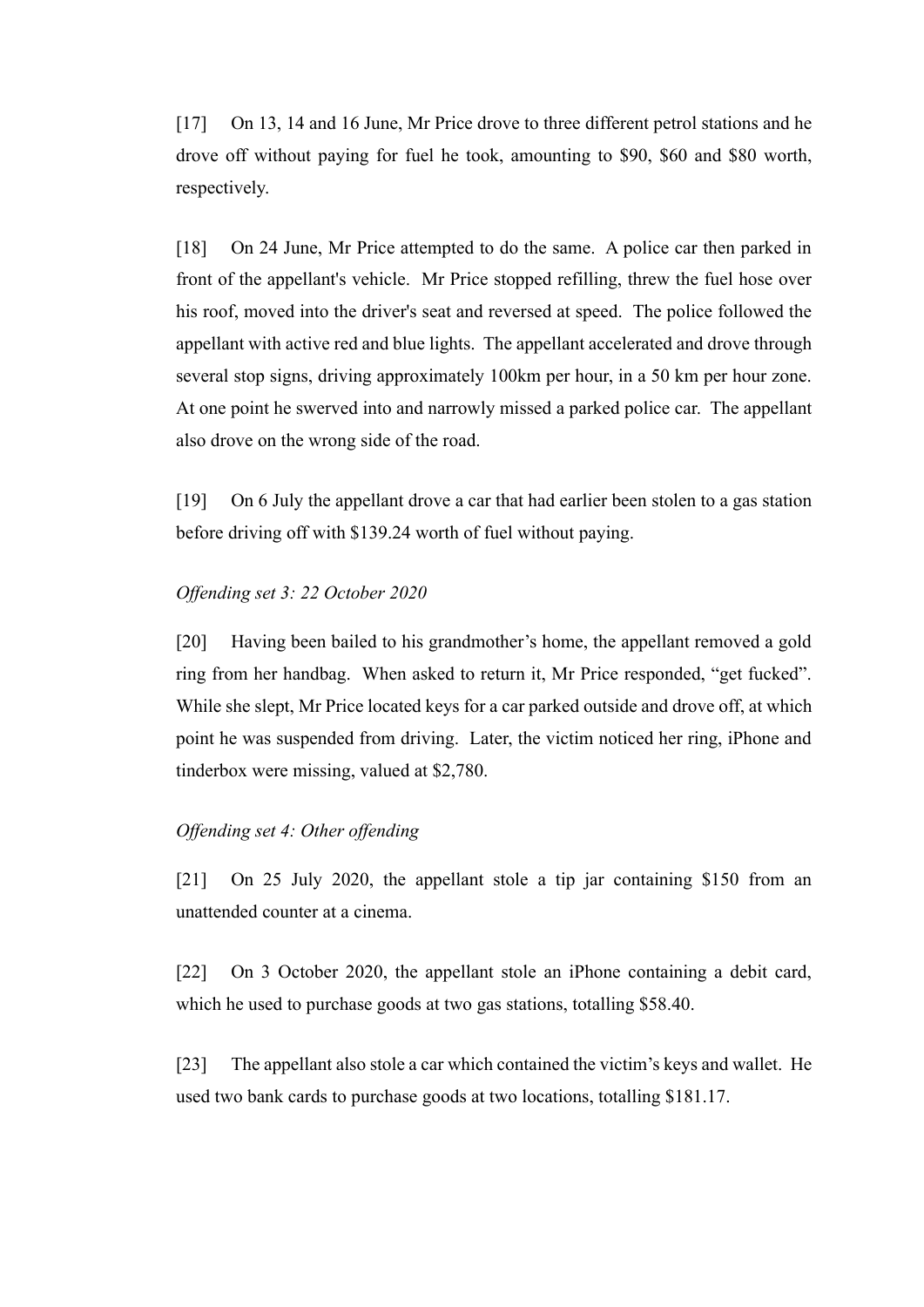[17] On 13, 14 and 16 June, Mr Price drove to three different petrol stations and he drove off without paying for fuel he took, amounting to $90, $60 and $80 worth, respectively.

[18] On 24 June, Mr Price attempted to do the same. A police car then parked in front of the appellant's vehicle. Mr Price stopped refilling, threw the fuel hose over his roof, moved into the driver's seat and reversed at speed. The police followed the appellant with active red and blue lights. The appellant accelerated and drove through several stop signs, driving approximately 100km per hour, in a 50 km per hour zone. At one point he swerved into and narrowly missed a parked police car. The appellant also drove on the wrong side of the road.

[19] On 6 July the appellant drove a car that had earlier been stolen to a gas station before driving off with $139.24 worth of fuel without paying.

*Offending set 3: 22 October 2020*

[20] Having been bailed to his grandmother's home, the appellant removed a gold ring from her handbag. When asked to return it, Mr Price responded, "get fucked". While she slept, Mr Price located keys for a car parked outside and drove off, at which point he was suspended from driving. Later, the victim noticed her ring, iPhone and tinderbox were missing, valued at $2,780.

*Offending set 4: Other offending*

[21] On 25 July 2020, the appellant stole a tip jar containing $150 from an unattended counter at a cinema.

[22] On 3 October 2020, the appellant stole an iPhone containing a debit card, which he used to purchase goods at two gas stations, totalling $58.40.

[23] The appellant also stole a car which contained the victim's keys and wallet. He used two bank cards to purchase goods at two locations, totalling $181.17.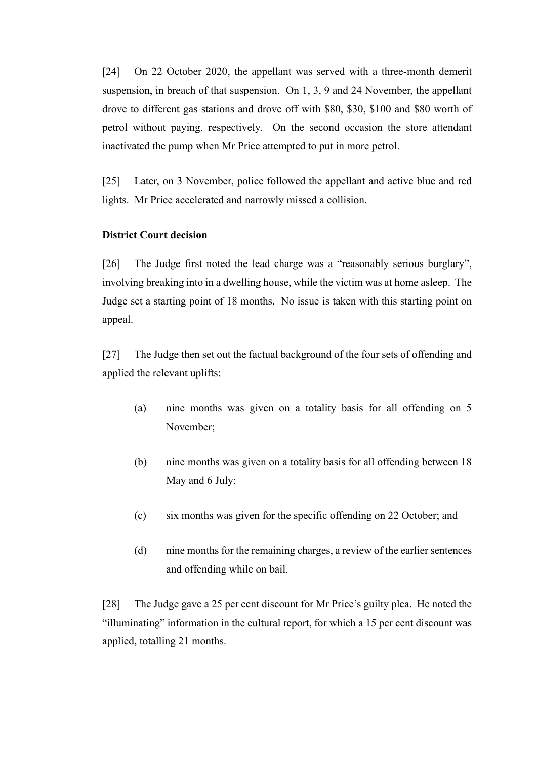[24] On 22 October 2020, the appellant was served with a three-month demerit suspension, in breach of that suspension. On 1, 3, 9 and 24 November, the appellant drove to different gas stations and drove off with $80, $30, $100 and $80 worth of petrol without paying, respectively. On the second occasion the store attendant inactivated the pump when Mr Price attempted to put in more petrol.

[25] Later, on 3 November, police followed the appellant and active blue and red lights. Mr Price accelerated and narrowly missed a collision.

**District Court decision**

[26] The Judge first noted the lead charge was a "reasonably serious burglary", involving breaking into in a dwelling house, while the victim was at home asleep. The Judge set a starting point of 18 months. No issue is taken with this starting point on appeal.

[27] The Judge then set out the factual background of the four sets of offending and applied the relevant uplifts:

(a) nine months was given on a totality basis for all offending on 5 November;

(b) nine months was given on a totality basis for all offending between 18 May and 6 July;

(c) six months was given for the specific offending on 22 October; and

(d) nine months for the remaining charges, a review of the earlier sentences and offending while on bail.

[28] The Judge gave a 25 per cent discount for Mr Price's guilty plea. He noted the "illuminating" information in the cultural report, for which a 15 per cent discount was applied, totalling 21 months.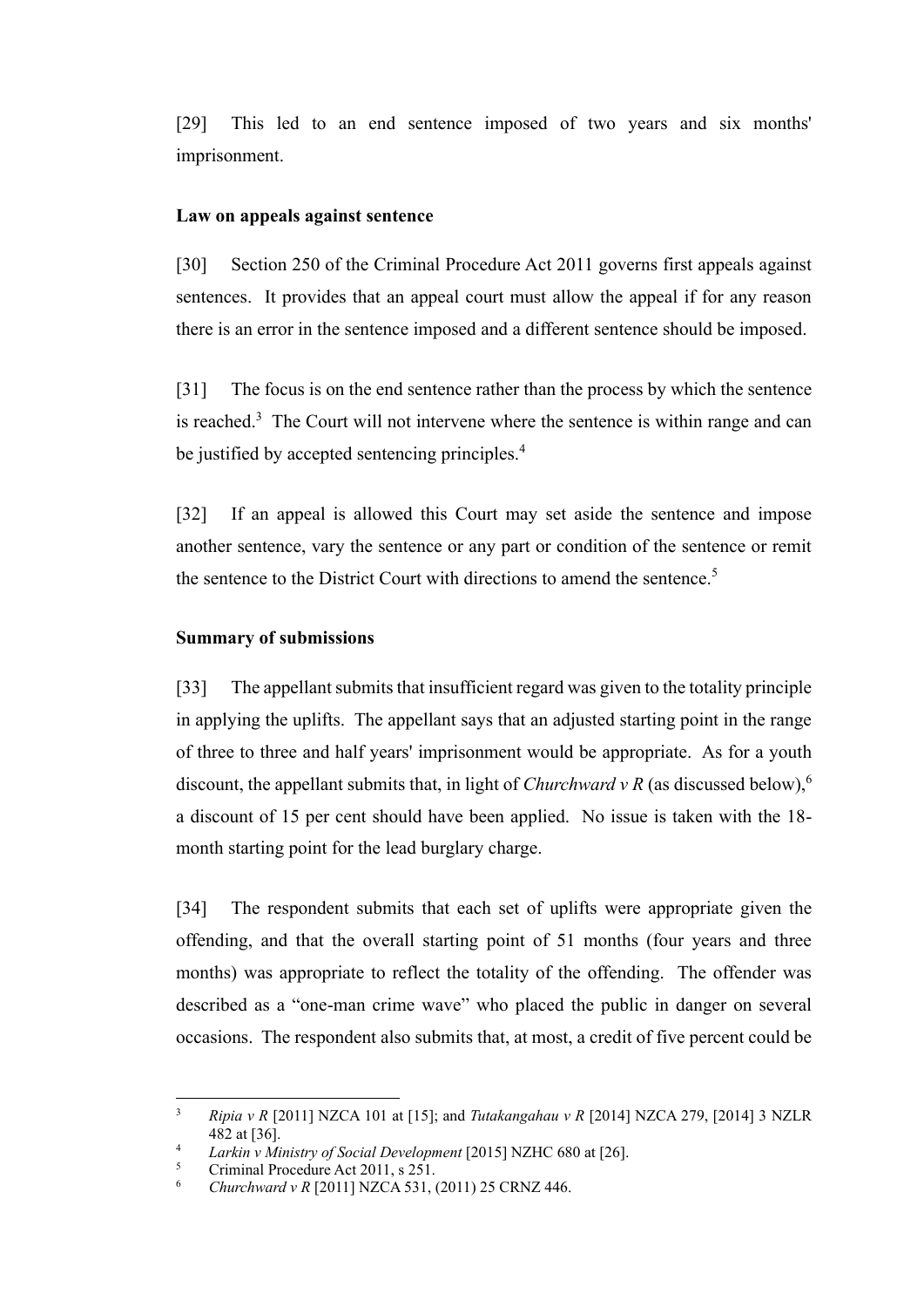[29] This led to an end sentence imposed of two years and six months' imprisonment.

**Law on appeals against sentence**

[30] Section 250 of the Criminal Procedure Act 2011 governs first appeals against sentences. It provides that an appeal court must allow the appeal if for any reason there is an error in the sentence imposed and a different sentence should be imposed.

[31] The focus is on the end sentence rather than the process by which the sentence is reached.[3] The Court will not intervene where the sentence is within range and can be justified by accepted sentencing principles.[4]

[32] If an appeal is allowed this Court may set aside the sentence and impose another sentence, vary the sentence or any part or condition of the sentence or remit the sentence to the District Court with directions to amend the sentence.[5]

**Summary of submissions**

[33] The appellant submits that insufficient regard was given to the totality principle in applying the uplifts. The appellant says that an adjusted starting point in the range of three to three and half years' imprisonment would be appropriate. As for a youth discount, the appellant submits that, in light of *Churchward v R* (as discussed below),[6] a discount of 15 per cent should have been applied. No issue is taken with the 18-month starting point for the lead burglary charge.

[34] The respondent submits that each set of uplifts were appropriate given the offending, and that the overall starting point of 51 months (four years and three months) was appropriate to reflect the totality of the offending. The offender was described as a "one-man crime wave" who placed the public in danger on several occasions. The respondent also submits that, at most, a credit of five percent could be

---

[3] *Ripia v R* [2011] NZCA 101 at [15]; and *Tutakangahau v R* [2014] NZCA 279, [2014] 3 NZLR 482 at [36].

[4] *Larkin v Ministry of Social Development* [2015] NZHC 680 at [26].

[5] Criminal Procedure Act 2011, s 251.

[6] *Churchward v R* [2011] NZCA 531, (2011) 25 CRNZ 446.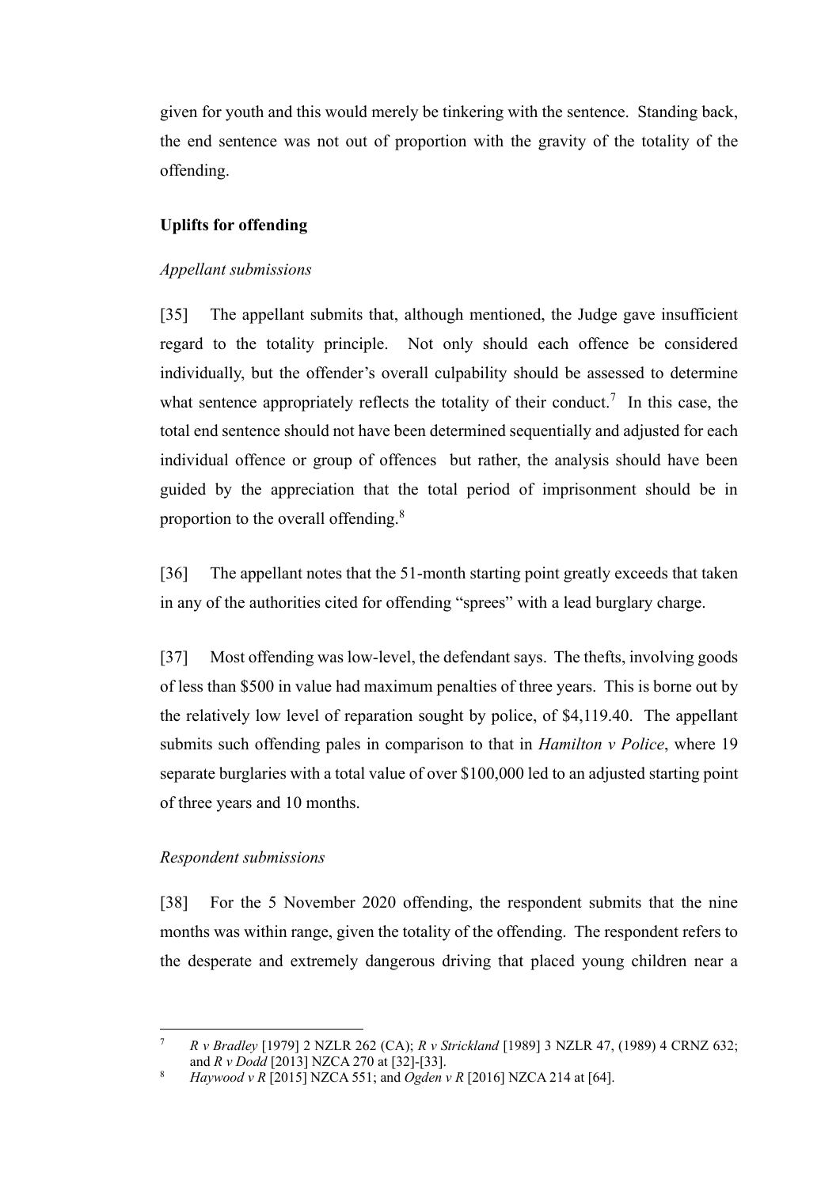given for youth and this would merely be tinkering with the sentence. Standing back, the end sentence was not out of proportion with the gravity of the totality of the offending.

### Uplifts for offending

*Appellant submissions*

[35] The appellant submits that, although mentioned, the Judge gave insufficient regard to the totality principle. Not only should each offence be considered individually, but the offender's overall culpability should be assessed to determine what sentence appropriately reflects the totality of their conduct.[7] In this case, the total end sentence should not have been determined sequentially and adjusted for each individual offence or group of offences but rather, the analysis should have been guided by the appreciation that the total period of imprisonment should be in proportion to the overall offending.[8]

[36] The appellant notes that the 51-month starting point greatly exceeds that taken in any of the authorities cited for offending "sprees" with a lead burglary charge.

[37] Most offending was low-level, the defendant says. The thefts, involving goods of less than $500 in value had maximum penalties of three years. This is borne out by the relatively low level of reparation sought by police, of $4,119.40. The appellant submits such offending pales in comparison to that in *Hamilton v Police*, where 19 separate burglaries with a total value of over $100,000 led to an adjusted starting point of three years and 10 months.

*Respondent submissions*

[38] For the 5 November 2020 offending, the respondent submits that the nine months was within range, given the totality of the offending. The respondent refers to the desperate and extremely dangerous driving that placed young children near a

---

[7] *R v Bradley* [1979] 2 NZLR 262 (CA); *R v Strickland* [1989] 3 NZLR 47, (1989) 4 CRNZ 632; and *R v Dodd* [2013] NZCA 270 at [32]-[33].

[8] *Haywood v R* [2015] NZCA 551; and *Ogden v R* [2016] NZCA 214 at [64].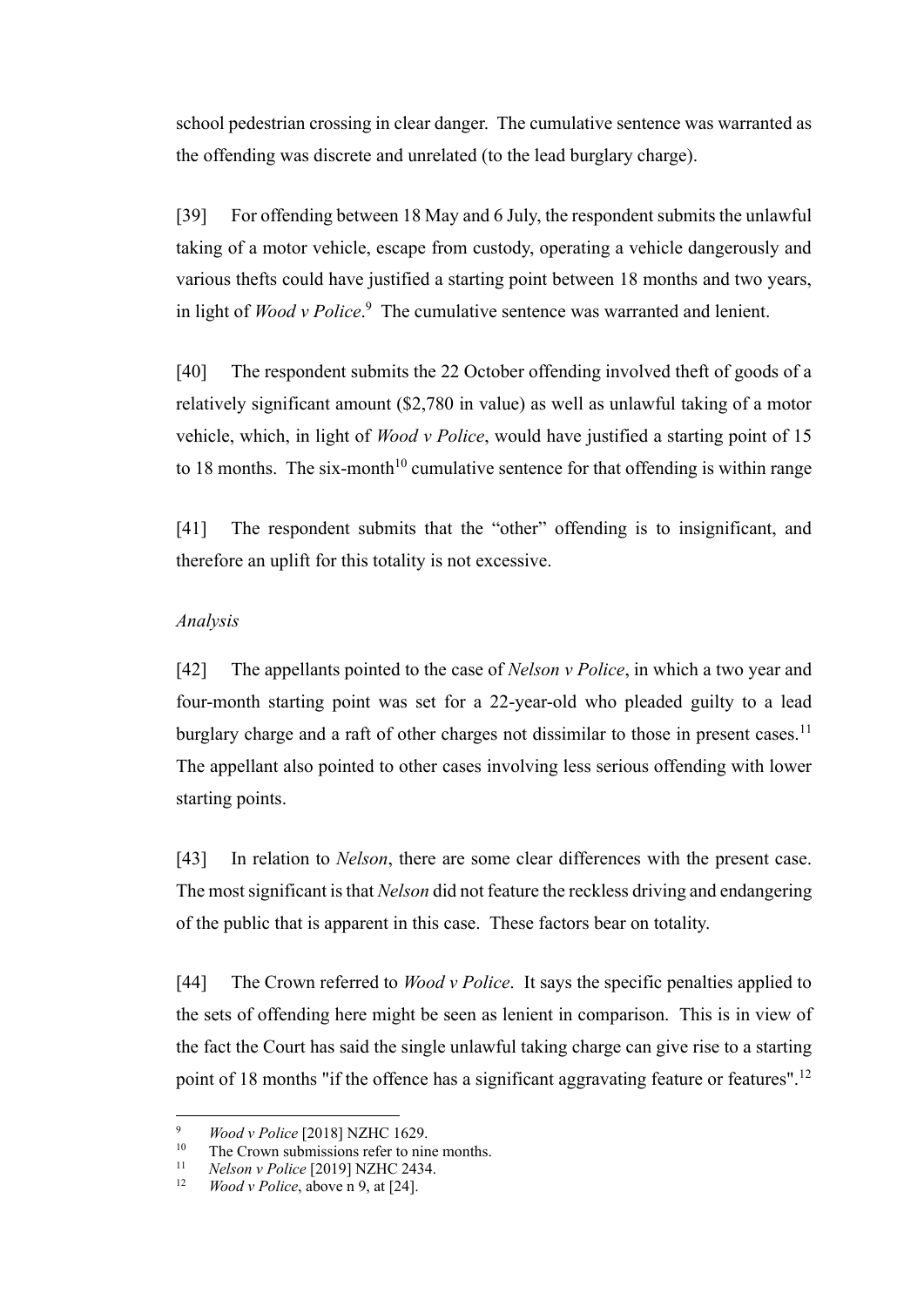school pedestrian crossing in clear danger. The cumulative sentence was warranted as the offending was discrete and unrelated (to the lead burglary charge).

[39] For offending between 18 May and 6 July, the respondent submits the unlawful taking of a motor vehicle, escape from custody, operating a vehicle dangerously and various thefts could have justified a starting point between 18 months and two years, in light of *Wood v Police*.[9] The cumulative sentence was warranted and lenient.

[40] The respondent submits the 22 October offending involved theft of goods of a relatively significant amount ($2,780 in value) as well as unlawful taking of a motor vehicle, which, in light of *Wood v Police*, would have justified a starting point of 15 to 18 months. The six-month[10] cumulative sentence for that offending is within range

[41] The respondent submits that the "other" offending is to insignificant, and therefore an uplift for this totality is not excessive.

*Analysis*

[42] The appellants pointed to the case of *Nelson v Police*, in which a two year and four-month starting point was set for a 22-year-old who pleaded guilty to a lead burglary charge and a raft of other charges not dissimilar to those in present cases.[11] The appellant also pointed to other cases involving less serious offending with lower starting points.

[43] In relation to *Nelson*, there are some clear differences with the present case. The most significant is that *Nelson* did not feature the reckless driving and endangering of the public that is apparent in this case. These factors bear on totality.

[44] The Crown referred to *Wood v Police*. It says the specific penalties applied to the sets of offending here might be seen as lenient in comparison. This is in view of the fact the Court has said the single unlawful taking charge can give rise to a starting point of 18 months "if the offence has a significant aggravating feature or features".[12]

---

[9] *Wood v Police* [2018] NZHC 1629.

[10] The Crown submissions refer to nine months.

[11] *Nelson v Police* [2019] NZHC 2434.

[12] *Wood v Police*, above n 9, at [24].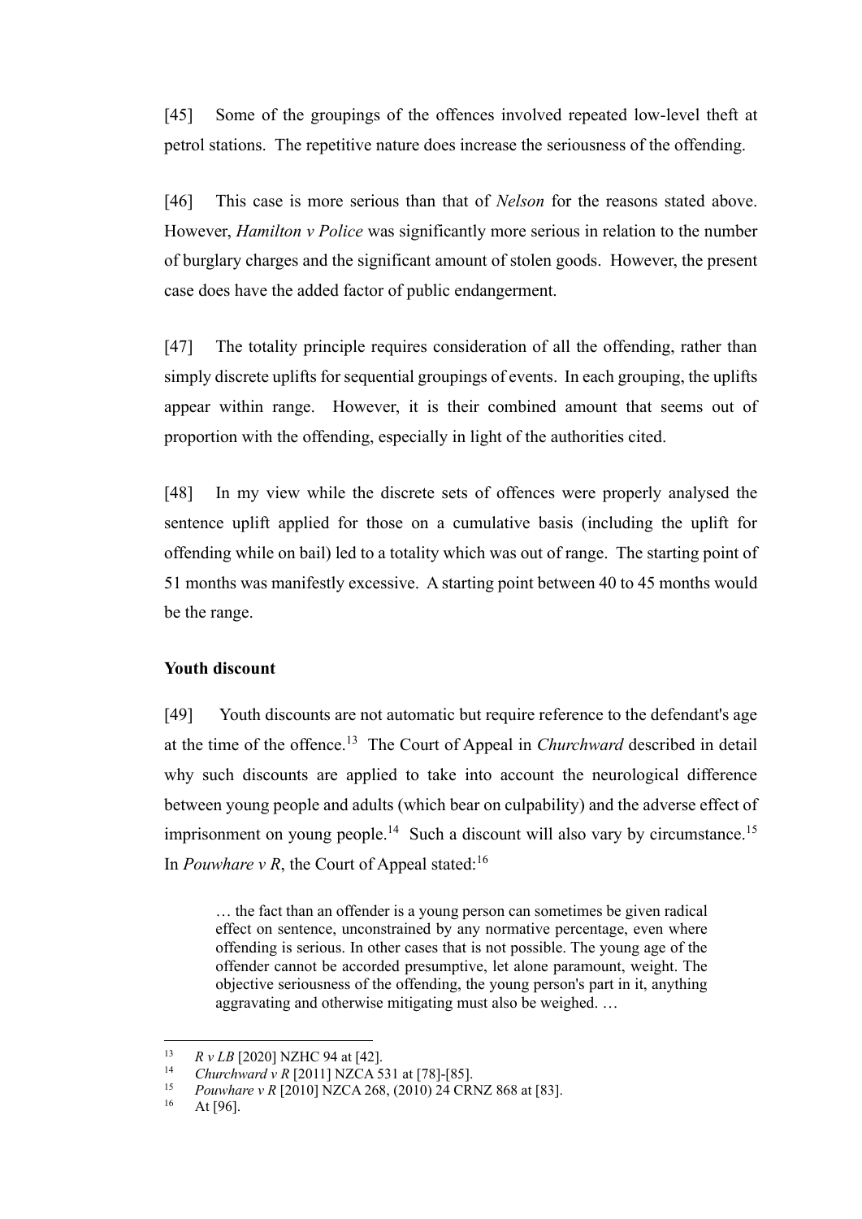[45] Some of the groupings of the offences involved repeated low-level theft at petrol stations. The repetitive nature does increase the seriousness of the offending.

[46] This case is more serious than that of *Nelson* for the reasons stated above. However, *Hamilton v Police* was significantly more serious in relation to the number of burglary charges and the significant amount of stolen goods. However, the present case does have the added factor of public endangerment.

[47] The totality principle requires consideration of all the offending, rather than simply discrete uplifts for sequential groupings of events. In each grouping, the uplifts appear within range. However, it is their combined amount that seems out of proportion with the offending, especially in light of the authorities cited.

[48] In my view while the discrete sets of offences were properly analysed the sentence uplift applied for those on a cumulative basis (including the uplift for offending while on bail) led to a totality which was out of range. The starting point of 51 months was manifestly excessive. A starting point between 40 to 45 months would be the range.

**Youth discount**

[49] Youth discounts are not automatic but require reference to the defendant's age at the time of the offence.[13] The Court of Appeal in *Churchward* described in detail why such discounts are applied to take into account the neurological difference between young people and adults (which bear on culpability) and the adverse effect of imprisonment on young people.[14] Such a discount will also vary by circumstance.[15] In *Pouwhare v R*, the Court of Appeal stated:[16]

> … the fact than an offender is a young person can sometimes be given radical effect on sentence, unconstrained by any normative percentage, even where offending is serious. In other cases that is not possible. The young age of the offender cannot be accorded presumptive, let alone paramount, weight. The objective seriousness of the offending, the young person's part in it, anything aggravating and otherwise mitigating must also be weighed. …

---

[13] *R v LB* [2020] NZHC 94 at [42].

[14] *Churchward v R* [2011] NZCA 531 at [78]-[85].

[15] *Pouwhare v R* [2010] NZCA 268, (2010) 24 CRNZ 868 at [83].

[16] At [96].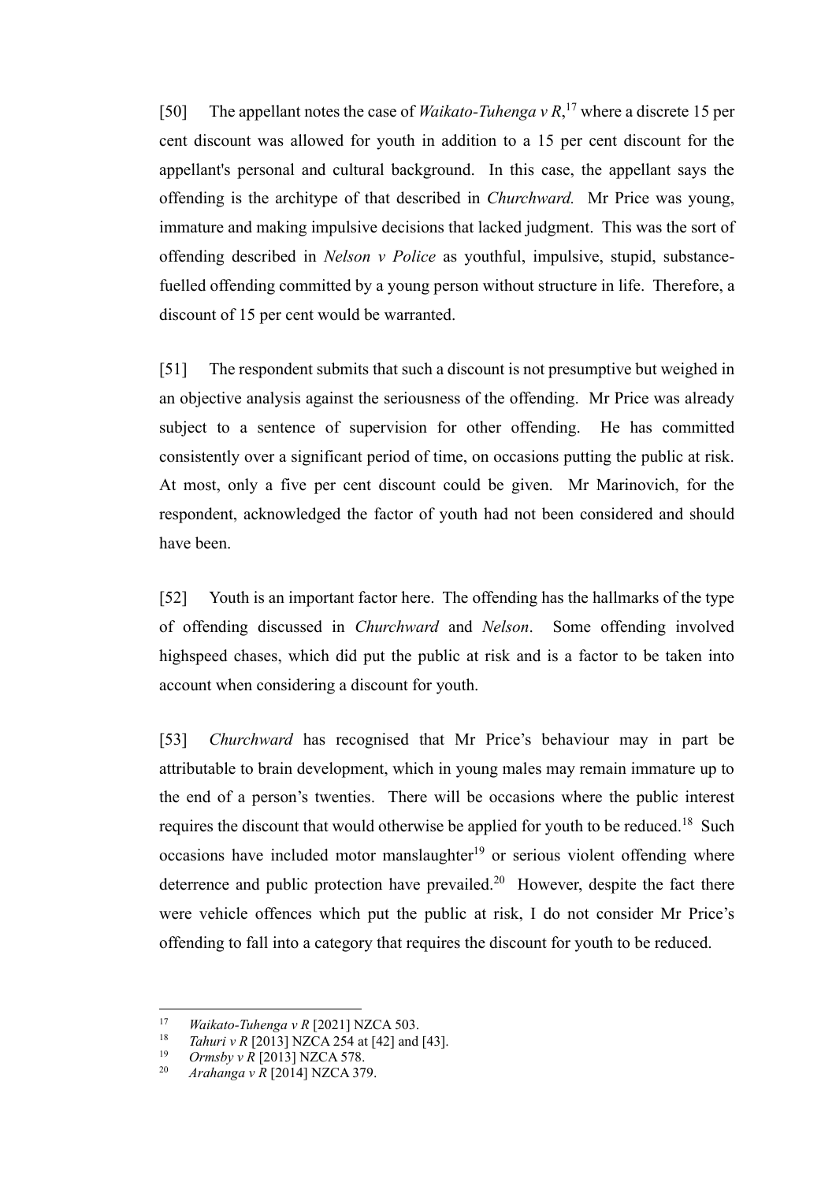[50] The appellant notes the case of *Waikato-Tuhenga v R*,[17] where a discrete 15 per cent discount was allowed for youth in addition to a 15 per cent discount for the appellant's personal and cultural background. In this case, the appellant says the offending is the architype of that described in *Churchward.* Mr Price was young, immature and making impulsive decisions that lacked judgment. This was the sort of offending described in *Nelson v Police* as youthful, impulsive, stupid, substance-fuelled offending committed by a young person without structure in life. Therefore, a discount of 15 per cent would be warranted.

[51] The respondent submits that such a discount is not presumptive but weighed in an objective analysis against the seriousness of the offending. Mr Price was already subject to a sentence of supervision for other offending. He has committed consistently over a significant period of time, on occasions putting the public at risk. At most, only a five per cent discount could be given. Mr Marinovich, for the respondent, acknowledged the factor of youth had not been considered and should have been.

[52] Youth is an important factor here. The offending has the hallmarks of the type of offending discussed in *Churchward* and *Nelson*. Some offending involved highspeed chases, which did put the public at risk and is a factor to be taken into account when considering a discount for youth.

[53] *Churchward* has recognised that Mr Price's behaviour may in part be attributable to brain development, which in young males may remain immature up to the end of a person's twenties. There will be occasions where the public interest requires the discount that would otherwise be applied for youth to be reduced.[18] Such occasions have included motor manslaughter[19] or serious violent offending where deterrence and public protection have prevailed.[20] However, despite the fact there were vehicle offences which put the public at risk, I do not consider Mr Price's offending to fall into a category that requires the discount for youth to be reduced.

---

[17] *Waikato-Tuhenga v R* [2021] NZCA 503.

[18] *Tahuri v R* [2013] NZCA 254 at [42] and [43].

[19] *Ormsby v R* [2013] NZCA 578.

[20] *Arahanga v R* [2014] NZCA 379.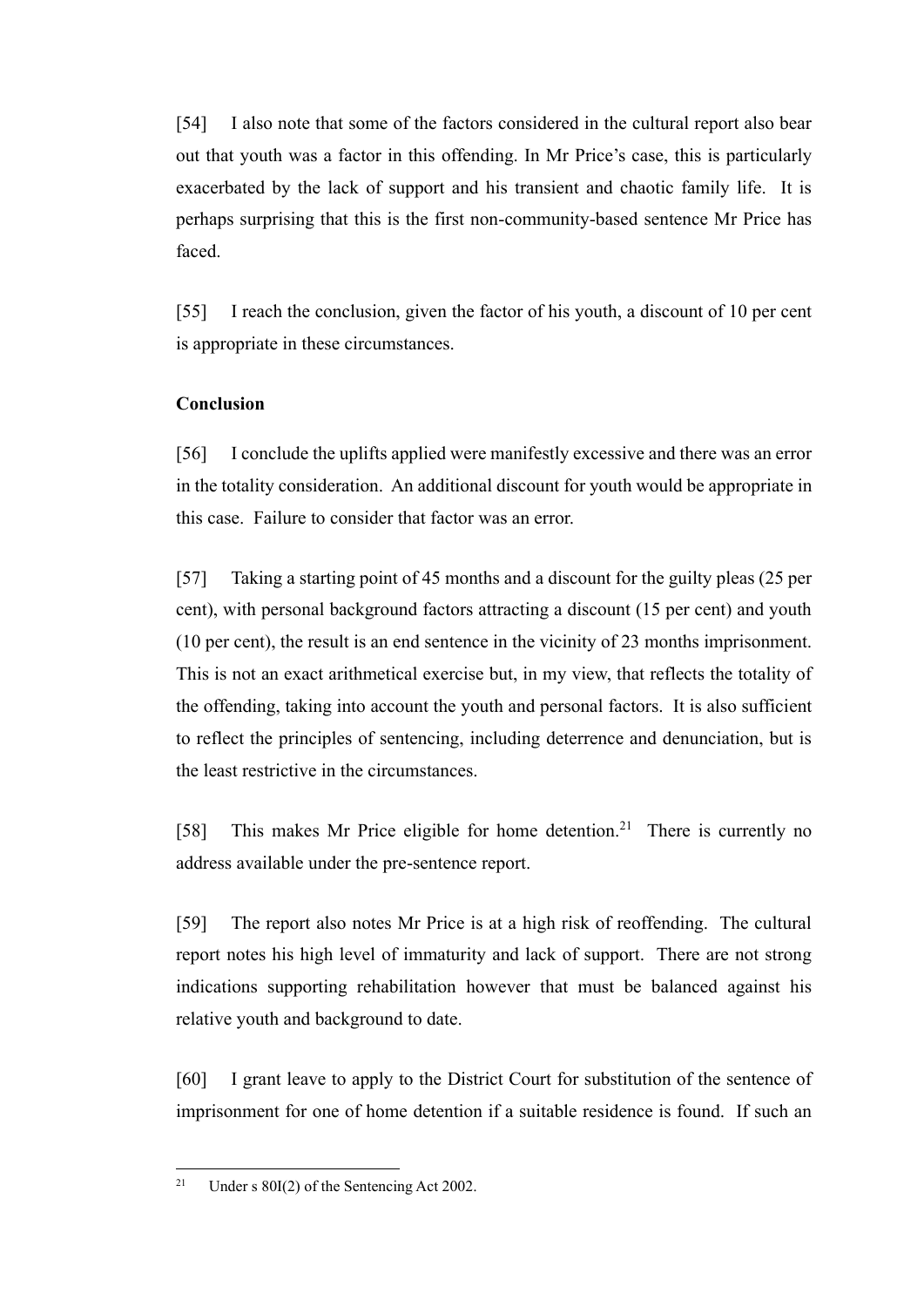[54] I also note that some of the factors considered in the cultural report also bear out that youth was a factor in this offending. In Mr Price's case, this is particularly exacerbated by the lack of support and his transient and chaotic family life. It is perhaps surprising that this is the first non-community-based sentence Mr Price has faced.

[55] I reach the conclusion, given the factor of his youth, a discount of 10 per cent is appropriate in these circumstances.

**Conclusion**

[56] I conclude the uplifts applied were manifestly excessive and there was an error in the totality consideration. An additional discount for youth would be appropriate in this case. Failure to consider that factor was an error.

[57] Taking a starting point of 45 months and a discount for the guilty pleas (25 per cent), with personal background factors attracting a discount (15 per cent) and youth (10 per cent), the result is an end sentence in the vicinity of 23 months imprisonment. This is not an exact arithmetical exercise but, in my view, that reflects the totality of the offending, taking into account the youth and personal factors. It is also sufficient to reflect the principles of sentencing, including deterrence and denunciation, but is the least restrictive in the circumstances.

[58] This makes Mr Price eligible for home detention.[21] There is currently no address available under the pre-sentence report.

[59] The report also notes Mr Price is at a high risk of reoffending. The cultural report notes his high level of immaturity and lack of support. There are not strong indications supporting rehabilitation however that must be balanced against his relative youth and background to date.

[60] I grant leave to apply to the District Court for substitution of the sentence of imprisonment for one of home detention if a suitable residence is found. If such an

---

[21] Under s 80I(2) of the Sentencing Act 2002.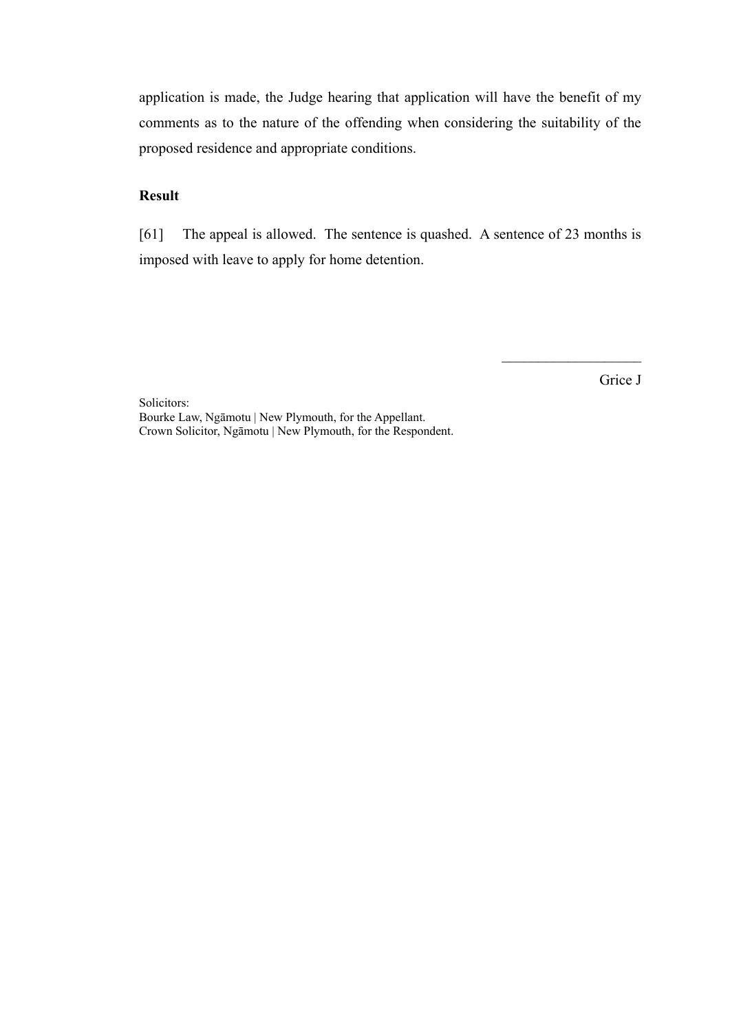application is made, the Judge hearing that application will have the benefit of my comments as to the nature of the offending when considering the suitability of the proposed residence and appropriate conditions.

**Result**

[61] The appeal is allowed. The sentence is quashed. A sentence of 23 months is imposed with leave to apply for home detention.

____________________

Grice J

Solicitors:
Bourke Law, Ngāmotu | New Plymouth, for the Appellant.
Crown Solicitor, Ngāmotu | New Plymouth, for the Respondent.